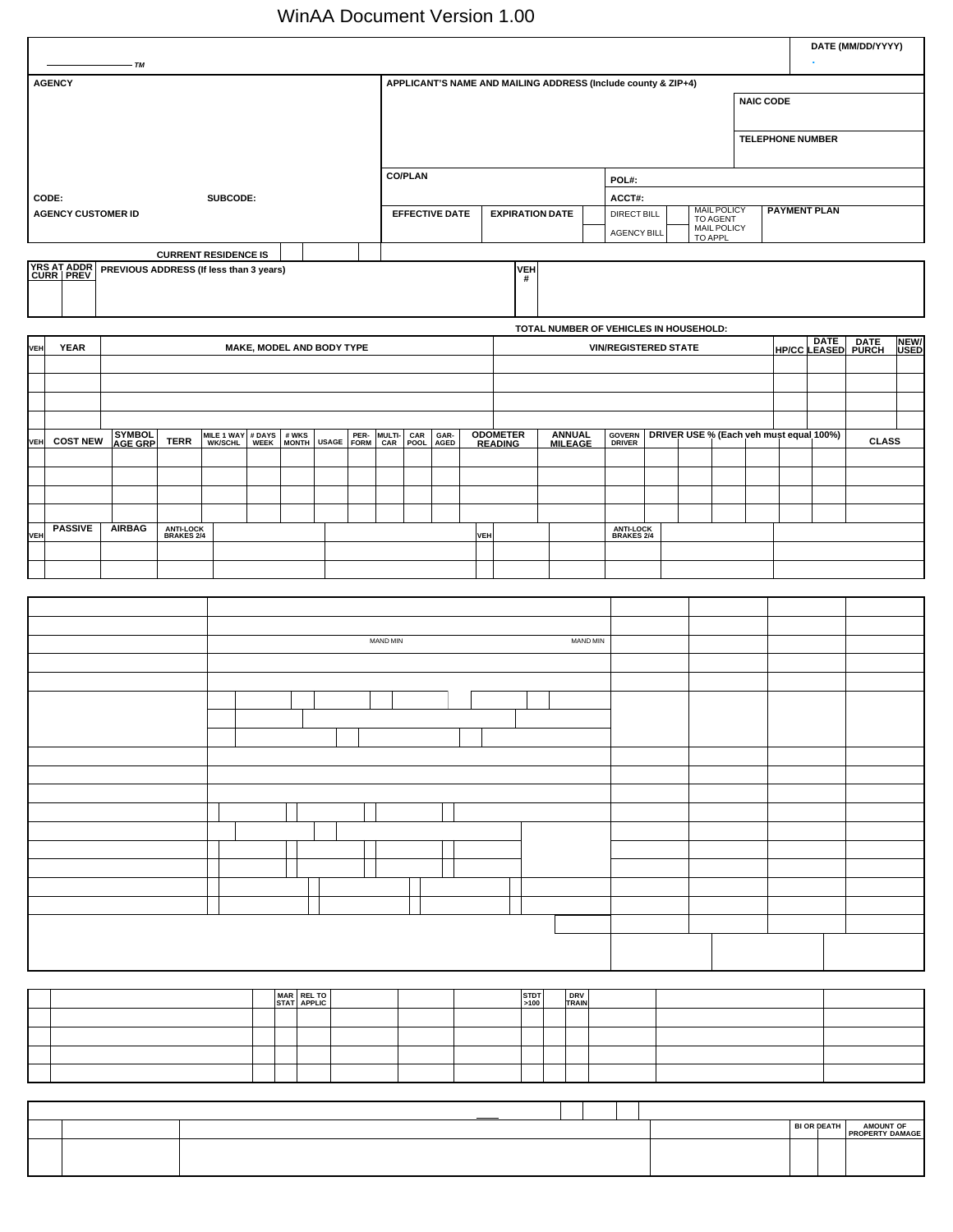WinAA Document Version 1.00

| TM | DATE (MM/DD/YYYY) |
|---|---|
| | . |

| AGENCY | APPLICANT'S NAME AND MAILING ADDRESS (Include county & ZIP+4) | | |
|---|---|---|---|
| | | NAIC CODE | |
| | | TELEPHONE NUMBER | |
| | CO/PLAN | POL#: | |
| CODE: SUBCODE: | | ACCT#: | |
| AGENCY CUSTOMER ID | EFFECTIVE DATE / EXPIRATION DATE | DIRECT BILL / AGENCY BILL | MAIL POLICY TO AGENT / MAIL POLICY TO APPL / PAYMENT PLAN |

CURRENT RESIDENCE IS

| YRS AT ADDR CURR | PREV | PREVIOUS ADDRESS (If less than 3 years) | VEH # | |
|---|---|---|---|---|
| | | | | |

TOTAL NUMBER OF VEHICLES IN HOUSEHOLD:

| VEH | YEAR | MAKE, MODEL AND BODY TYPE | VIN/REGISTERED STATE | HP/CC | DATE LEASED | DATE PURCH | NEW/ USED |
|---|---|---|---|---|---|---|---|
| | | | | | | | |
| | | | | | | | |
| | | | | | | | |
| | | | | | | | |

| VEH | COST NEW | SYMBOL AGE GRP | TERR | MILE 1 WAY WK/SCHL | # DAYS WEEK | # WKS MONTH | USAGE | PER-FORM | MULTI-CAR | CAR POOL | GAR-AGED | ODOMETER READING | ANNUAL MILEAGE | GOVERN DRIVER | DRIVER USE % (Each veh must equal 100%) | | | | | | CLASS |
|---|---|---|---|---|---|---|---|---|---|---|---|---|---|---|---|---|---|---|---|---|---|
| | | | | | | | | | | | | | | | | | | | | | |
| | | | | | | | | | | | | | | | | | | | | | |
| | | | | | | | | | | | | | | | | | | | | | |
| | | | | | | | | | | | | | | | | | | | | | |

| VEH | PASSIVE | AIRBAG | ANTI-LOCK BRAKES 2/4 | | | VEH | | | ANTI-LOCK BRAKES 2/4 | | |
|---|---|---|---|---|---|---|---|---|---|---|---|
| | | | | | | | | | | | |
| | | | | | | | | | | | |

MAND MIN

MAND MIN

| | MAR STAT | REL TO APPLIC | | | | STDT >100 | | DRV TRAIN | | | |
|---|---|---|---|---|---|---|---|---|---|---|---|
| | | | | | | | | | | | |
| | | | | | | | | | | | |
| | | | | | | | | | | | |
| | | | | | | | | | | | |

| | | | | BI OR DEATH | AMOUNT OF PROPERTY DAMAGE |
|---|---|---|---|---|---|
| | | | | | |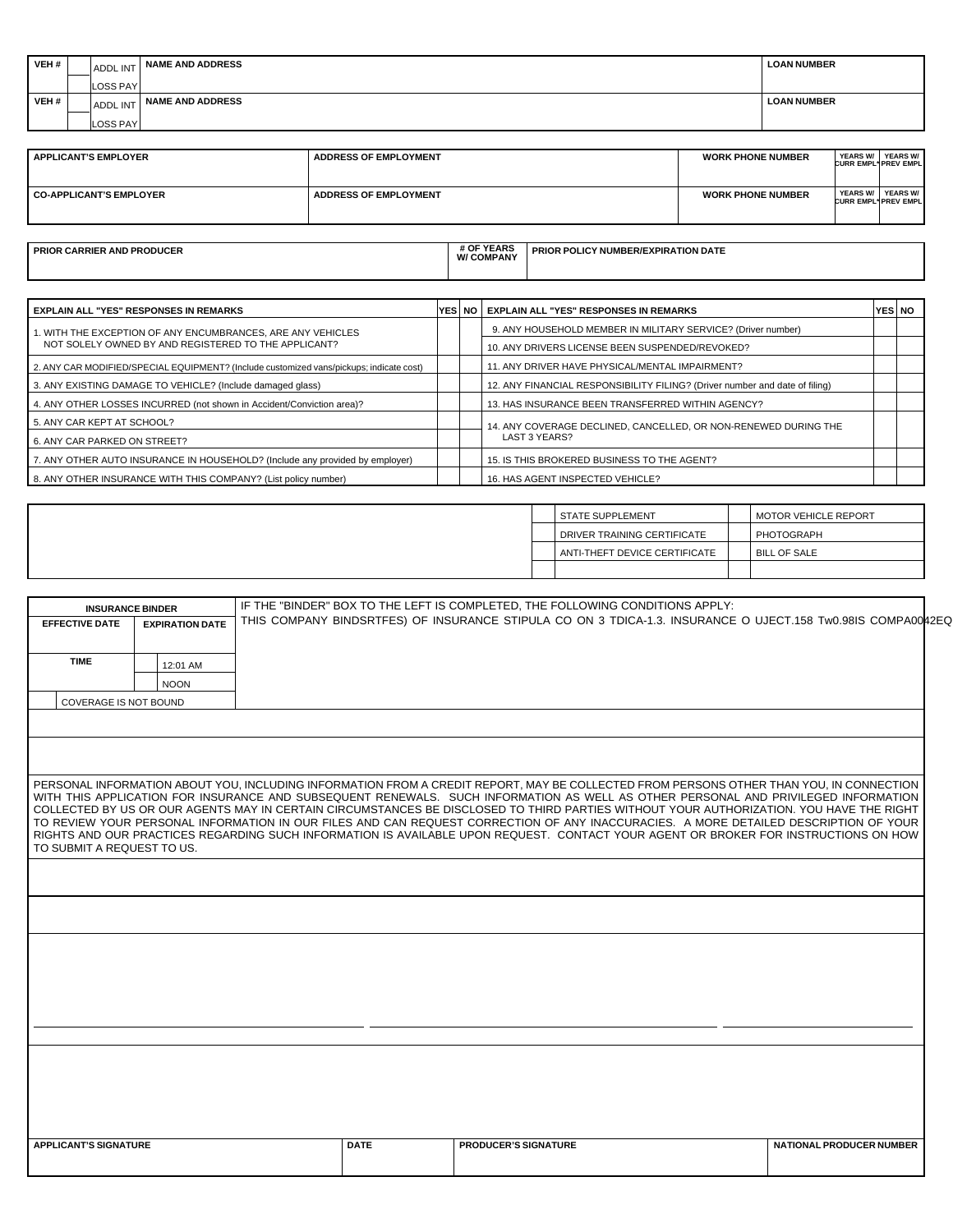| VEH # | | ADDL INT | NAME AND ADDRESS | LOAN NUMBER |
|---|---|---|---|---|
| | | LOSS PAY | | |
| VEH # | | ADDL INT | NAME AND ADDRESS | LOAN NUMBER |
| | | LOSS PAY | | |

| APPLICANT'S EMPLOYER | ADDRESS OF EMPLOYMENT | WORK PHONE NUMBER | YEARS W/ CURR EMPL | YEARS W/ PREV EMPL |
|---|---|---|---|---|
| | | | | |
| CO-APPLICANT'S EMPLOYER | ADDRESS OF EMPLOYMENT | WORK PHONE NUMBER | YEARS W/ CURR EMPL | YEARS W/ PREV EMPL |
| | | | | |

| PRIOR CARRIER AND PRODUCER | # OF YEARS W/ COMPANY | PRIOR POLICY NUMBER/EXPIRATION DATE |
|---|---|---|
| | | |

| EXPLAIN ALL "YES" RESPONSES IN REMARKS | YES | NO | EXPLAIN ALL "YES" RESPONSES IN REMARKS | YES | NO |
|---|---|---|---|---|---|
| 1. WITH THE EXCEPTION OF ANY ENCUMBRANCES, ARE ANY VEHICLES NOT SOLELY OWNED BY AND REGISTERED TO THE APPLICANT? | | | 9. ANY HOUSEHOLD MEMBER IN MILITARY SERVICE? (Driver number) | | |
| | | | 10. ANY DRIVERS LICENSE BEEN SUSPENDED/REVOKED? | | |
| 2. ANY CAR MODIFIED/SPECIAL EQUIPMENT? (Include customized vans/pickups; indicate cost) | | | 11. ANY DRIVER HAVE PHYSICAL/MENTAL IMPAIRMENT? | | |
| 3. ANY EXISTING DAMAGE TO VEHICLE? (Include damaged glass) | | | 12. ANY FINANCIAL RESPONSIBILITY FILING? (Driver number and date of filing) | | |
| 4. ANY OTHER LOSSES INCURRED (not shown in Accident/Conviction area)? | | | 13. HAS INSURANCE BEEN TRANSFERRED WITHIN AGENCY? | | |
| 5. ANY CAR KEPT AT SCHOOL? | | | 14. ANY COVERAGE DECLINED, CANCELLED, OR NON-RENEWED DURING THE LAST 3 YEARS? | | |
| 6. ANY CAR PARKED ON STREET? | | | | | |
| 7. ANY OTHER AUTO INSURANCE IN HOUSEHOLD? (Include any provided by employer) | | | 15. IS THIS BROKERED BUSINESS TO THE AGENT? | | |
| 8. ANY OTHER INSURANCE WITH THIS COMPANY? (List policy number) | | | 16. HAS AGENT INSPECTED VEHICLE? | | |

| | | | | |
|---|---|---|---|---|
| | | STATE SUPPLEMENT | | MOTOR VEHICLE REPORT |
| | | DRIVER TRAINING CERTIFICATE | | PHOTOGRAPH |
| | | ANTI-THEFT DEVICE CERTIFICATE | | BILL OF SALE |
| | | | | |

| INSURANCE BINDER | | |
|---|---|---|
| EFFECTIVE DATE | EXPIRATION DATE | |
| TIME | | 12:01 AM |
| | | NOON |
| | COVERAGE IS NOT BOUND | |

IF THE "BINDER" BOX TO THE LEFT IS COMPLETED, THE FOLLOWING CONDITIONS APPLY:

THIS COMPANY BINDSRTFES) OF INSURANCE STIPULA CO ON 3 TDICA-1.3. INSURANCE O UJECT.158 Tw0.98IS COMPA0042EQ

PERSONAL INFORMATION ABOUT YOU, INCLUDING INFORMATION FROM A CREDIT REPORT, MAY BE COLLECTED FROM PERSONS OTHER THAN YOU, IN CONNECTION WITH THIS APPLICATION FOR INSURANCE AND SUBSEQUENT RENEWALS. SUCH INFORMATION AS WELL AS OTHER PERSONAL AND PRIVILEGED INFORMATION COLLECTED BY US OR OUR AGENTS MAY IN CERTAIN CIRCUMSTANCES BE DISCLOSED TO THIRD PARTIES WITHOUT YOUR AUTHORIZATION. YOU HAVE THE RIGHT TO REVIEW YOUR PERSONAL INFORMATION IN OUR FILES AND CAN REQUEST CORRECTION OF ANY INACCURACIES. A MORE DETAILED DESCRIPTION OF YOUR RIGHTS AND OUR PRACTICES REGARDING SUCH INFORMATION IS AVAILABLE UPON REQUEST. CONTACT YOUR AGENT OR BROKER FOR INSTRUCTIONS ON HOW TO SUBMIT A REQUEST TO US.

| APPLICANT'S SIGNATURE | DATE | PRODUCER'S SIGNATURE | NATIONAL PRODUCER NUMBER |
|---|---|---|---|
| | | | |